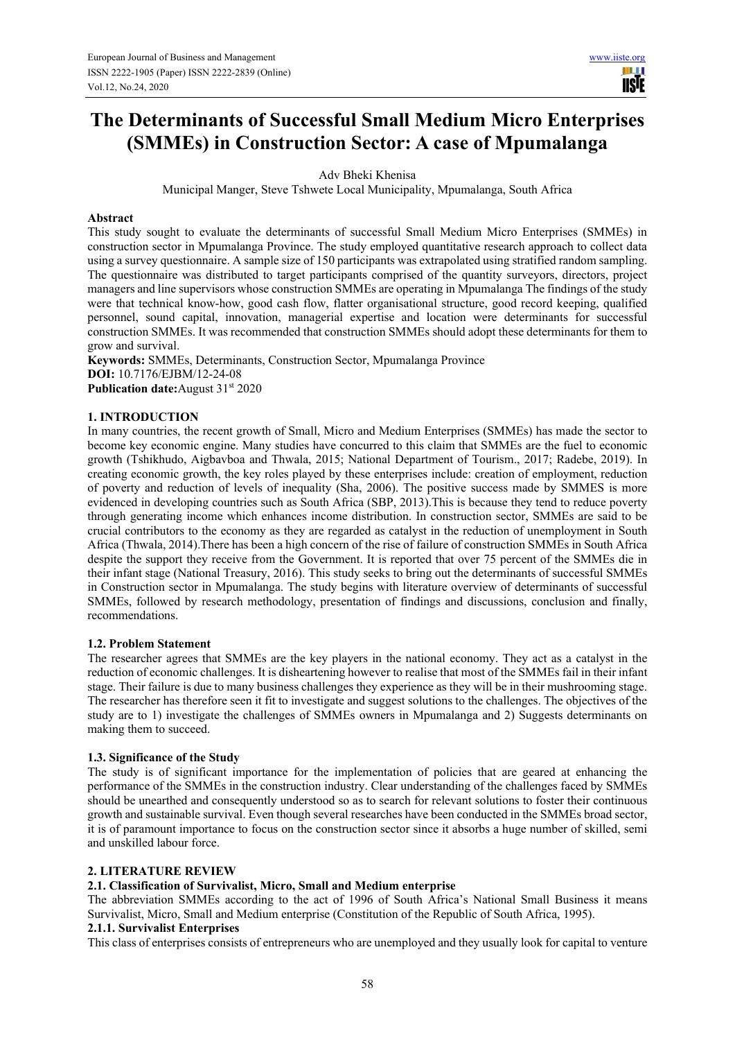# The Determinants of Successful Small Medium Micro Enterprises (SMMEs) in Construction Sector: A case of Mpumalanga

Adv Bheki Khenisa

Municipal Manger, Steve Tshwete Local Municipality, Mpumalanga, South Africa

**Abstract**

This study sought to evaluate the determinants of successful Small Medium Micro Enterprises (SMMEs) in construction sector in Mpumalanga Province. The study employed quantitative research approach to collect data using a survey questionnaire. A sample size of 150 participants was extrapolated using stratified random sampling. The questionnaire was distributed to target participants comprised of the quantity surveyors, directors, project managers and line supervisors whose construction SMMEs are operating in Mpumalanga The findings of the study were that technical know-how, good cash flow, flatter organisational structure, good record keeping, qualified personnel, sound capital, innovation, managerial expertise and location were determinants for successful construction SMMEs. It was recommended that construction SMMEs should adopt these determinants for them to grow and survival.

**Keywords:** SMMEs, Determinants, Construction Sector, Mpumalanga Province

**DOI:** 10.7176/EJBM/12-24-08

**Publication date:** August 31st 2020

## 1. INTRODUCTION

In many countries, the recent growth of Small, Micro and Medium Enterprises (SMMEs) has made the sector to become key economic engine. Many studies have concurred to this claim that SMMEs are the fuel to economic growth (Tshikhudo, Aigbavboa and Thwala, 2015; National Department of Tourism., 2017; Radebe, 2019). In creating economic growth, the key roles played by these enterprises include: creation of employment, reduction of poverty and reduction of levels of inequality (Sha, 2006). The positive success made by SMMES is more evidenced in developing countries such as South Africa (SBP, 2013).This is because they tend to reduce poverty through generating income which enhances income distribution. In construction sector, SMMEs are said to be crucial contributors to the economy as they are regarded as catalyst in the reduction of unemployment in South Africa (Thwala, 2014).There has been a high concern of the rise of failure of construction SMMEs in South Africa despite the support they receive from the Government. It is reported that over 75 percent of the SMMEs die in their infant stage (National Treasury, 2016). This study seeks to bring out the determinants of successful SMMEs in Construction sector in Mpumalanga. The study begins with literature overview of determinants of successful SMMEs, followed by research methodology, presentation of findings and discussions, conclusion and finally, recommendations.

### 1.2. Problem Statement

The researcher agrees that SMMEs are the key players in the national economy. They act as a catalyst in the reduction of economic challenges. It is disheartening however to realise that most of the SMMEs fail in their infant stage. Their failure is due to many business challenges they experience as they will be in their mushrooming stage. The researcher has therefore seen it fit to investigate and suggest solutions to the challenges. The objectives of the study are to 1) investigate the challenges of SMMEs owners in Mpumalanga and 2) Suggests determinants on making them to succeed.

### 1.3. Significance of the Study

The study is of significant importance for the implementation of policies that are geared at enhancing the performance of the SMMEs in the construction industry. Clear understanding of the challenges faced by SMMEs should be unearthed and consequently understood so as to search for relevant solutions to foster their continuous growth and sustainable survival. Even though several researches have been conducted in the SMMEs broad sector, it is of paramount importance to focus on the construction sector since it absorbs a huge number of skilled, semi and unskilled labour force.

## 2. LITERATURE REVIEW

### 2.1. Classification of Survivalist, Micro, Small and Medium enterprise

The abbreviation SMMEs according to the act of 1996 of South Africa's National Small Business it means Survivalist, Micro, Small and Medium enterprise (Constitution of the Republic of South Africa, 1995).

#### 2.1.1. Survivalist Enterprises

This class of enterprises consists of entrepreneurs who are unemployed and they usually look for capital to venture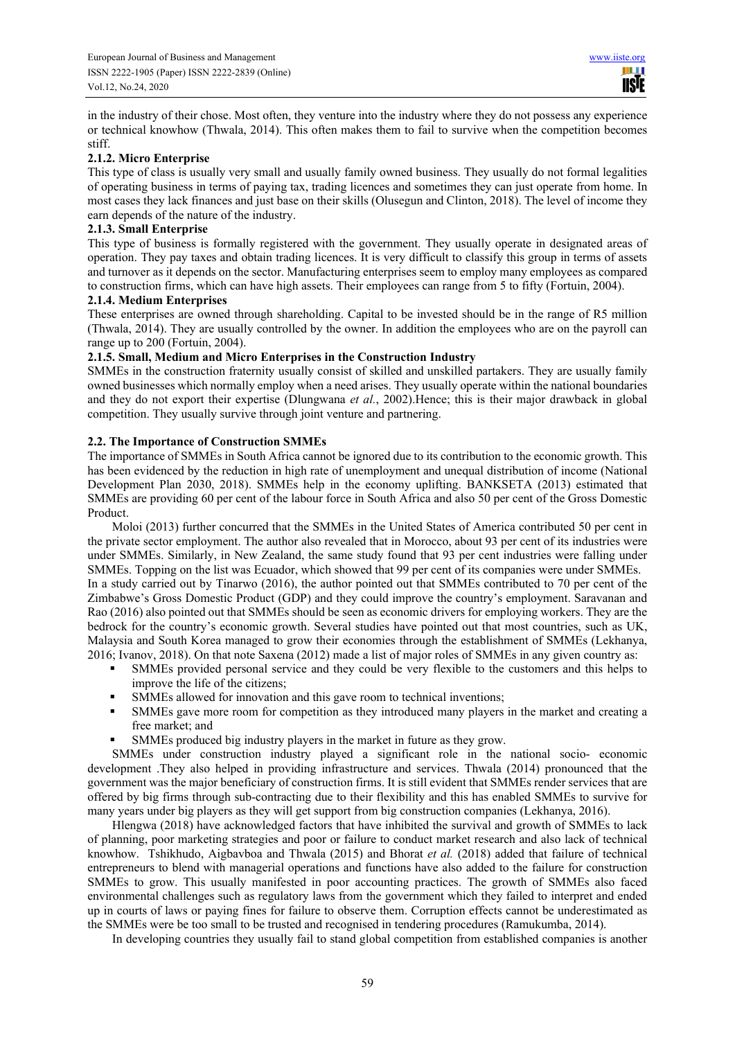in the industry of their chose. Most often, they venture into the industry where they do not possess any experience or technical knowhow (Thwala, 2014). This often makes them to fail to survive when the competition becomes stiff.

### 2.1.2. Micro Enterprise

This type of class is usually very small and usually family owned business. They usually do not formal legalities of operating business in terms of paying tax, trading licences and sometimes they can just operate from home. In most cases they lack finances and just base on their skills (Olusegun and Clinton, 2018). The level of income they earn depends of the nature of the industry.

### 2.1.3. Small Enterprise

This type of business is formally registered with the government. They usually operate in designated areas of operation. They pay taxes and obtain trading licences. It is very difficult to classify this group in terms of assets and turnover as it depends on the sector. Manufacturing enterprises seem to employ many employees as compared to construction firms, which can have high assets. Their employees can range from 5 to fifty (Fortuin, 2004).

### 2.1.4. Medium Enterprises

These enterprises are owned through shareholding. Capital to be invested should be in the range of R5 million (Thwala, 2014). They are usually controlled by the owner. In addition the employees who are on the payroll can range up to 200 (Fortuin, 2004).

### 2.1.5. Small, Medium and Micro Enterprises in the Construction Industry

SMMEs in the construction fraternity usually consist of skilled and unskilled partakers. They are usually family owned businesses which normally employ when a need arises. They usually operate within the national boundaries and they do not export their expertise (Dlungwana *et al.*, 2002).Hence; this is their major drawback in global competition. They usually survive through joint venture and partnering.

## 2.2. The Importance of Construction SMMEs

The importance of SMMEs in South Africa cannot be ignored due to its contribution to the economic growth. This has been evidenced by the reduction in high rate of unemployment and unequal distribution of income (National Development Plan 2030, 2018). SMMEs help in the economy uplifting. BANKSETA (2013) estimated that SMMEs are providing 60 per cent of the labour force in South Africa and also 50 per cent of the Gross Domestic Product.

Moloi (2013) further concurred that the SMMEs in the United States of America contributed 50 per cent in the private sector employment. The author also revealed that in Morocco, about 93 per cent of its industries were under SMMEs. Similarly, in New Zealand, the same study found that 93 per cent industries were falling under SMMEs. Topping on the list was Ecuador, which showed that 99 per cent of its companies were under SMMEs.

In a study carried out by Tinarwo (2016), the author pointed out that SMMEs contributed to 70 per cent of the Zimbabwe's Gross Domestic Product (GDP) and they could improve the country's employment. Saravanan and Rao (2016) also pointed out that SMMEs should be seen as economic drivers for employing workers. They are the bedrock for the country's economic growth. Several studies have pointed out that most countries, such as UK, Malaysia and South Korea managed to grow their economies through the establishment of SMMEs (Lekhanya, 2016; Ivanov, 2018). On that note Saxena (2012) made a list of major roles of SMMEs in any given country as:

- SMMEs provided personal service and they could be very flexible to the customers and this helps to improve the life of the citizens;
- SMMEs allowed for innovation and this gave room to technical inventions;
- SMMEs gave more room for competition as they introduced many players in the market and creating a free market; and
- SMMEs produced big industry players in the market in future as they grow.

SMMEs under construction industry played a significant role in the national socio- economic development .They also helped in providing infrastructure and services. Thwala (2014) pronounced that the government was the major beneficiary of construction firms. It is still evident that SMMEs render services that are offered by big firms through sub-contracting due to their flexibility and this has enabled SMMEs to survive for many years under big players as they will get support from big construction companies (Lekhanya, 2016).

Hlengwa (2018) have acknowledged factors that have inhibited the survival and growth of SMMEs to lack of planning, poor marketing strategies and poor or failure to conduct market research and also lack of technical knowhow. Tshikhudo, Aigbavboa and Thwala (2015) and Bhorat *et al.* (2018) added that failure of technical entrepreneurs to blend with managerial operations and functions have also added to the failure for construction SMMEs to grow. This usually manifested in poor accounting practices. The growth of SMMEs also faced environmental challenges such as regulatory laws from the government which they failed to interpret and ended up in courts of laws or paying fines for failure to observe them. Corruption effects cannot be underestimated as the SMMEs were be too small to be trusted and recognised in tendering procedures (Ramukumba, 2014).

In developing countries they usually fail to stand global competition from established companies is another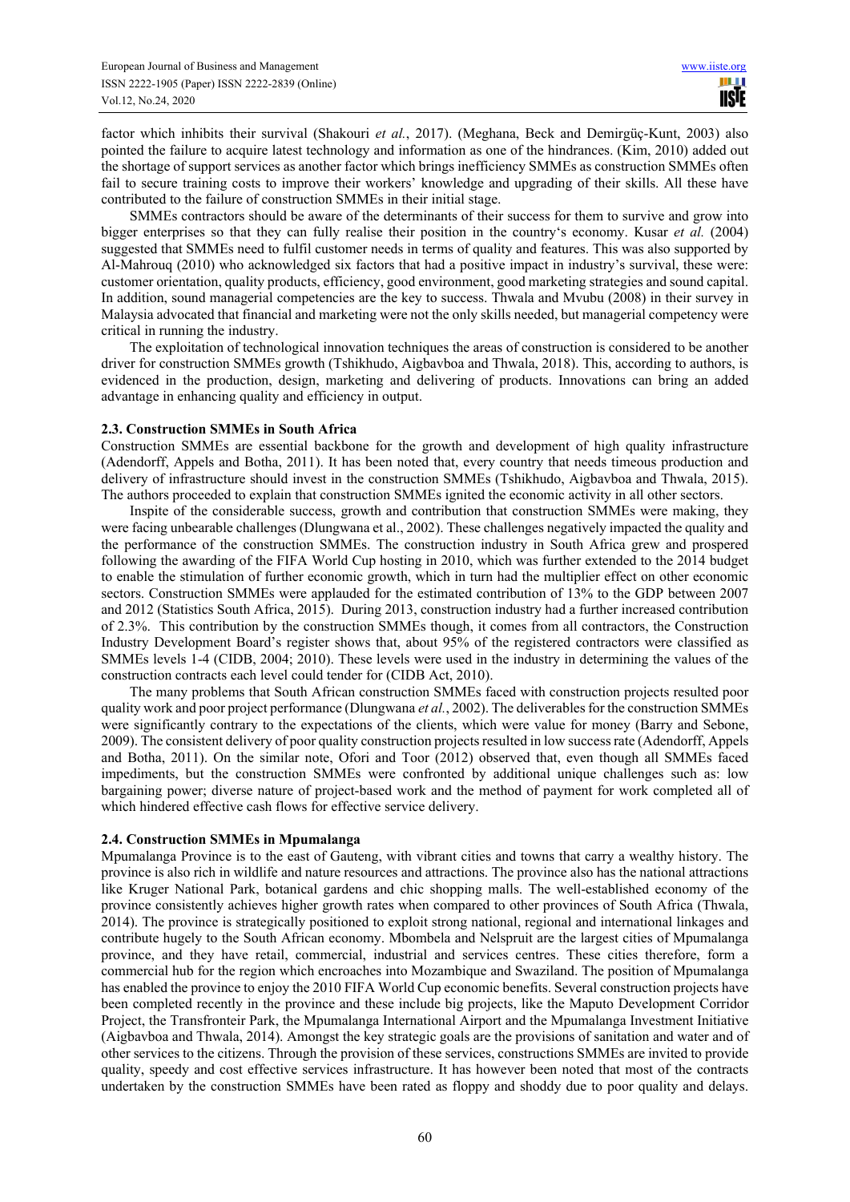factor which inhibits their survival (Shakouri *et al.*, 2017). (Meghana, Beck and Demirgüç-Kunt, 2003) also pointed the failure to acquire latest technology and information as one of the hindrances. (Kim, 2010) added out the shortage of support services as another factor which brings inefficiency SMMEs as construction SMMEs often fail to secure training costs to improve their workers' knowledge and upgrading of their skills. All these have contributed to the failure of construction SMMEs in their initial stage.

SMMEs contractors should be aware of the determinants of their success for them to survive and grow into bigger enterprises so that they can fully realise their position in the country's economy. Kusar *et al.* (2004) suggested that SMMEs need to fulfil customer needs in terms of quality and features. This was also supported by Al-Mahrouq (2010) who acknowledged six factors that had a positive impact in industry's survival, these were: customer orientation, quality products, efficiency, good environment, good marketing strategies and sound capital. In addition, sound managerial competencies are the key to success. Thwala and Mvubu (2008) in their survey in Malaysia advocated that financial and marketing were not the only skills needed, but managerial competency were critical in running the industry.

The exploitation of technological innovation techniques the areas of construction is considered to be another driver for construction SMMEs growth (Tshikhudo, Aigbavboa and Thwala, 2018). This, according to authors, is evidenced in the production, design, marketing and delivering of products. Innovations can bring an added advantage in enhancing quality and efficiency in output.

### 2.3. Construction SMMEs in South Africa

Construction SMMEs are essential backbone for the growth and development of high quality infrastructure (Adendorff, Appels and Botha, 2011). It has been noted that, every country that needs timeous production and delivery of infrastructure should invest in the construction SMMEs (Tshikhudo, Aigbavboa and Thwala, 2015). The authors proceeded to explain that construction SMMEs ignited the economic activity in all other sectors.

Inspite of the considerable success, growth and contribution that construction SMMEs were making, they were facing unbearable challenges (Dlungwana et al., 2002). These challenges negatively impacted the quality and the performance of the construction SMMEs. The construction industry in South Africa grew and prospered following the awarding of the FIFA World Cup hosting in 2010, which was further extended to the 2014 budget to enable the stimulation of further economic growth, which in turn had the multiplier effect on other economic sectors. Construction SMMEs were applauded for the estimated contribution of 13% to the GDP between 2007 and 2012 (Statistics South Africa, 2015). During 2013, construction industry had a further increased contribution of 2.3%. This contribution by the construction SMMEs though, it comes from all contractors, the Construction Industry Development Board's register shows that, about 95% of the registered contractors were classified as SMMEs levels 1-4 (CIDB, 2004; 2010). These levels were used in the industry in determining the values of the construction contracts each level could tender for (CIDB Act, 2010).

The many problems that South African construction SMMEs faced with construction projects resulted poor quality work and poor project performance (Dlungwana *et al.*, 2002). The deliverables for the construction SMMEs were significantly contrary to the expectations of the clients, which were value for money (Barry and Sebone, 2009). The consistent delivery of poor quality construction projects resulted in low success rate (Adendorff, Appels and Botha, 2011). On the similar note, Ofori and Toor (2012) observed that, even though all SMMEs faced impediments, but the construction SMMEs were confronted by additional unique challenges such as: low bargaining power; diverse nature of project-based work and the method of payment for work completed all of which hindered effective cash flows for effective service delivery.

### 2.4. Construction SMMEs in Mpumalanga

Mpumalanga Province is to the east of Gauteng, with vibrant cities and towns that carry a wealthy history. The province is also rich in wildlife and nature resources and attractions. The province also has the national attractions like Kruger National Park, botanical gardens and chic shopping malls. The well-established economy of the province consistently achieves higher growth rates when compared to other provinces of South Africa (Thwala, 2014). The province is strategically positioned to exploit strong national, regional and international linkages and contribute hugely to the South African economy. Mbombela and Nelspruit are the largest cities of Mpumalanga province, and they have retail, commercial, industrial and services centres. These cities therefore, form a commercial hub for the region which encroaches into Mozambique and Swaziland. The position of Mpumalanga has enabled the province to enjoy the 2010 FIFA World Cup economic benefits. Several construction projects have been completed recently in the province and these include big projects, like the Maputo Development Corridor Project, the Transfrontier Park, the Mpumalanga International Airport and the Mpumalanga Investment Initiative (Aigbavboa and Thwala, 2014). Amongst the key strategic goals are the provisions of sanitation and water and of other services to the citizens. Through the provision of these services, constructions SMMEs are invited to provide quality, speedy and cost effective services infrastructure. It has however been noted that most of the contracts undertaken by the construction SMMEs have been rated as floppy and shoddy due to poor quality and delays.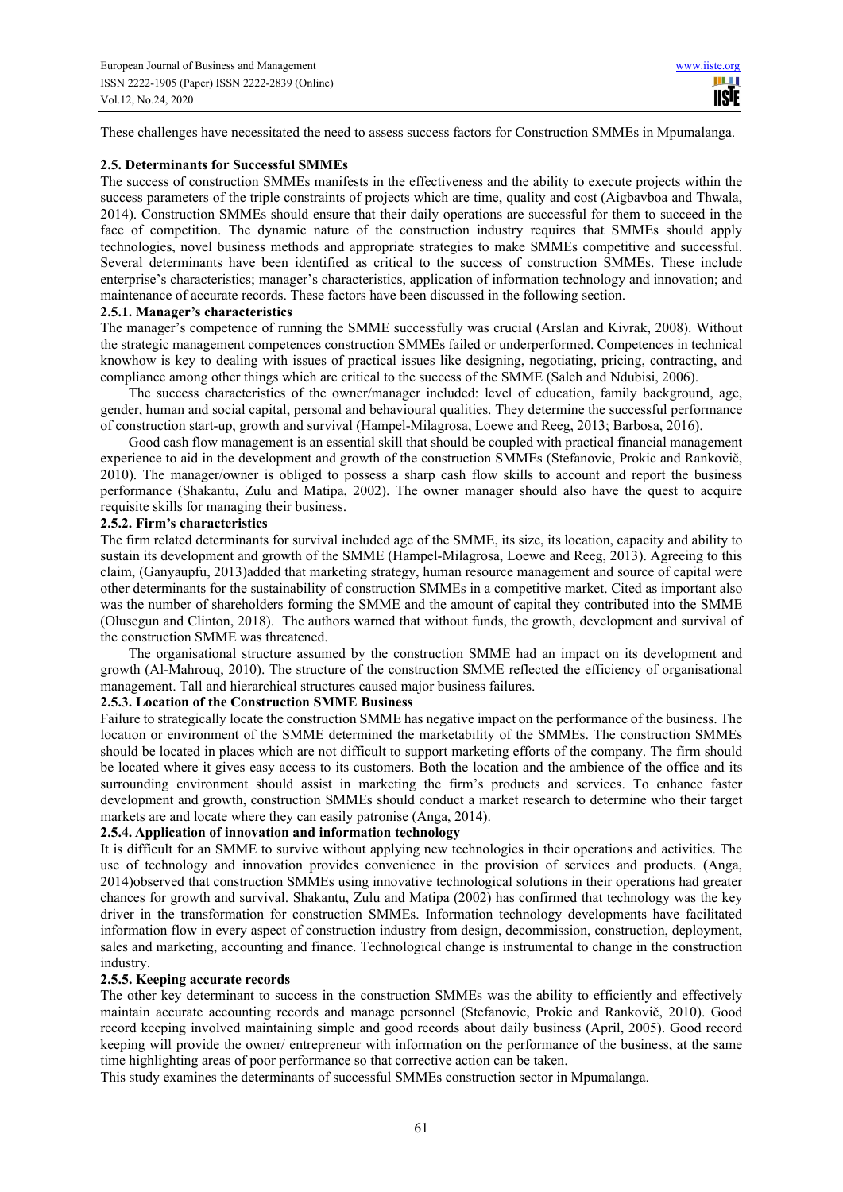These challenges have necessitated the need to assess success factors for Construction SMMEs in Mpumalanga.

### 2.5. Determinants for Successful SMMEs

The success of construction SMMEs manifests in the effectiveness and the ability to execute projects within the success parameters of the triple constraints of projects which are time, quality and cost (Aigbavboa and Thwala, 2014). Construction SMMEs should ensure that their daily operations are successful for them to succeed in the face of competition. The dynamic nature of the construction industry requires that SMMEs should apply technologies, novel business methods and appropriate strategies to make SMMEs competitive and successful. Several determinants have been identified as critical to the success of construction SMMEs. These include enterprise's characteristics; manager's characteristics, application of information technology and innovation; and maintenance of accurate records. These factors have been discussed in the following section.

#### 2.5.1. Manager's characteristics

The manager's competence of running the SMME successfully was crucial (Arslan and Kivrak, 2008). Without the strategic management competences construction SMMEs failed or underperformed. Competences in technical knowhow is key to dealing with issues of practical issues like designing, negotiating, pricing, contracting, and compliance among other things which are critical to the success of the SMME (Saleh and Ndubisi, 2006).

The success characteristics of the owner/manager included: level of education, family background, age, gender, human and social capital, personal and behavioural qualities. They determine the successful performance of construction start-up, growth and survival (Hampel-Milagrosa, Loewe and Reeg, 2013; Barbosa, 2016).

Good cash flow management is an essential skill that should be coupled with practical financial management experience to aid in the development and growth of the construction SMMEs (Stefanovic, Prokic and Rankovič, 2010). The manager/owner is obliged to possess a sharp cash flow skills to account and report the business performance (Shakantu, Zulu and Matipa, 2002). The owner manager should also have the quest to acquire requisite skills for managing their business.

#### 2.5.2. Firm's characteristics

The firm related determinants for survival included age of the SMME, its size, its location, capacity and ability to sustain its development and growth of the SMME (Hampel-Milagrosa, Loewe and Reeg, 2013). Agreeing to this claim, (Ganyaupfu, 2013)added that marketing strategy, human resource management and source of capital were other determinants for the sustainability of construction SMMEs in a competitive market. Cited as important also was the number of shareholders forming the SMME and the amount of capital they contributed into the SMME (Olusegun and Clinton, 2018). The authors warned that without funds, the growth, development and survival of the construction SMME was threatened.

The organisational structure assumed by the construction SMME had an impact on its development and growth (Al-Mahrouq, 2010). The structure of the construction SMME reflected the efficiency of organisational management. Tall and hierarchical structures caused major business failures.

#### 2.5.3. Location of the Construction SMME Business

Failure to strategically locate the construction SMME has negative impact on the performance of the business. The location or environment of the SMME determined the marketability of the SMMEs. The construction SMMEs should be located in places which are not difficult to support marketing efforts of the company. The firm should be located where it gives easy access to its customers. Both the location and the ambience of the office and its surrounding environment should assist in marketing the firm's products and services. To enhance faster development and growth, construction SMMEs should conduct a market research to determine who their target markets are and locate where they can easily patronise (Anga, 2014).

#### 2.5.4. Application of innovation and information technology

It is difficult for an SMME to survive without applying new technologies in their operations and activities. The use of technology and innovation provides convenience in the provision of services and products. (Anga, 2014)observed that construction SMMEs using innovative technological solutions in their operations had greater chances for growth and survival. Shakantu, Zulu and Matipa (2002) has confirmed that technology was the key driver in the transformation for construction SMMEs. Information technology developments have facilitated information flow in every aspect of construction industry from design, decommission, construction, deployment, sales and marketing, accounting and finance. Technological change is instrumental to change in the construction industry.

#### 2.5.5. Keeping accurate records

The other key determinant to success in the construction SMMEs was the ability to efficiently and effectively maintain accurate accounting records and manage personnel (Stefanovic, Prokic and Rankovič, 2010). Good record keeping involved maintaining simple and good records about daily business (April, 2005). Good record keeping will provide the owner/ entrepreneur with information on the performance of the business, at the same time highlighting areas of poor performance so that corrective action can be taken.

This study examines the determinants of successful SMMEs construction sector in Mpumalanga.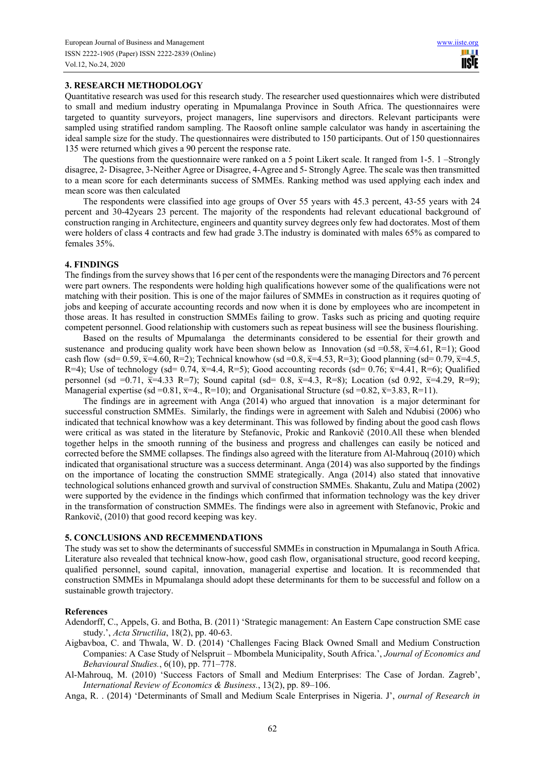## 3. RESEARCH METHODOLOGY

Quantitative research was used for this research study. The researcher used questionnaires which were distributed to small and medium industry operating in Mpumalanga Province in South Africa. The questionnaires were targeted to quantity surveyors, project managers, line supervisors and directors. Relevant participants were sampled using stratified random sampling. The Raosoft online sample calculator was handy in ascertaining the ideal sample size for the study. The questionnaires were distributed to 150 participants. Out of 150 questionnaires 135 were returned which gives a 90 percent the response rate.

The questions from the questionnaire were ranked on a 5 point Likert scale. It ranged from 1-5. 1 –Strongly disagree, 2- Disagree, 3-Neither Agree or Disagree, 4-Agree and 5- Strongly Agree. The scale was then transmitted to a mean score for each determinants success of SMMEs. Ranking method was used applying each index and mean score was then calculated

The respondents were classified into age groups of Over 55 years with 45.3 percent, 43-55 years with 24 percent and 30-42years 23 percent. The majority of the respondents had relevant educational background of construction ranging in Architecture, engineers and quantity survey degrees only few had doctorates. Most of them were holders of class 4 contracts and few had grade 3.The industry is dominated with males 65% as compared to females 35%.

## 4. FINDINGS

The findings from the survey shows that 16 per cent of the respondents were the managing Directors and 76 percent were part owners. The respondents were holding high qualifications however some of the qualifications were not matching with their position. This is one of the major failures of SMMEs in construction as it requires quoting of jobs and keeping of accurate accounting records and now when it is done by employees who are incompetent in those areas. It has resulted in construction SMMEs failing to grow. Tasks such as pricing and quoting require competent personnel. Good relationship with customers such as repeat business will see the business flourishing.

Based on the results of Mpumalanga the determinants considered to be essential for their growth and sustenance and producing quality work have been shown below as Innovation (sd =0.58, $\bar{x}$=4.61, R=1); Good cash flow (sd= 0.59, $\bar{x}$=4.60, R=2); Technical knowhow (sd =0.8, $\bar{x}$=4.53, R=3); Good planning (sd= 0.79, $\bar{x}$=4.5, R=4); Use of technology (sd= 0.74, $\bar{x}$=4.4, R=5); Good accounting records (sd= 0.76; $\bar{x}$=4.41, R=6); Qualified personnel (sd =0.71, $\bar{x}$=4.33 R=7); Sound capital (sd= 0.8, $\bar{x}$=4.3, R=8); Location (sd 0.92, $\bar{x}$=4.29, R=9); Managerial expertise (sd =0.81, $\bar{x}$=4., R=10); and Organisational Structure (sd =0.82, $\bar{x}$=3.83, R=11).

The findings are in agreement with Anga (2014) who argued that innovation is a major determinant for successful construction SMMEs. Similarly, the findings were in agreement with Saleh and Ndubisi (2006) who indicated that technical knowhow was a key determinant. This was followed by finding about the good cash flows were critical as was stated in the literature by Stefanovic, Prokic and Rankovič (2010.All these when blended together helps in the smooth running of the business and progress and challenges can easily be noticed and corrected before the SMME collapses. The findings also agreed with the literature from Al-Mahrouq (2010) which indicated that organisational structure was a success determinant. Anga (2014) was also supported by the findings on the importance of locating the construction SMME strategically. Anga (2014) also stated that innovative technological solutions enhanced growth and survival of construction SMMEs. Shakantu, Zulu and Matipa (2002) were supported by the evidence in the findings which confirmed that information technology was the key driver in the transformation of construction SMMEs. The findings were also in agreement with Stefanovic, Prokic and Rankovič, (2010) that good record keeping was key.

## 5. CONCLUSIONS AND RECEMMENDATIONS

The study was set to show the determinants of successful SMMEs in construction in Mpumalanga in South Africa. Literature also revealed that technical know-how, good cash flow, organisational structure, good record keeping, qualified personnel, sound capital, innovation, managerial expertise and location. It is recommended that construction SMMEs in Mpumalanga should adopt these determinants for them to be successful and follow on a sustainable growth trajectory.

### References

Adendorff, C., Appels, G. and Botha, B. (2011) 'Strategic management: An Eastern Cape construction SME case study.', *Acta Structilia*, 18(2), pp. 40-63.

Aigbavboa, C. and Thwala, W. D. (2014) 'Challenges Facing Black Owned Small and Medium Construction Companies: A Case Study of Nelspruit – Mbombela Municipality, South Africa.', *Journal of Economics and Behavioural Studies.*, 6(10), pp. 771–778.

Al-Mahrouq, M. (2010) 'Success Factors of Small and Medium Enterprises: The Case of Jordan. Zagreb', *International Review of Economics & Business.*, 13(2), pp. 89–106.

Anga, R. . (2014) 'Determinants of Small and Medium Scale Enterprises in Nigeria. J', *ournal of Research in*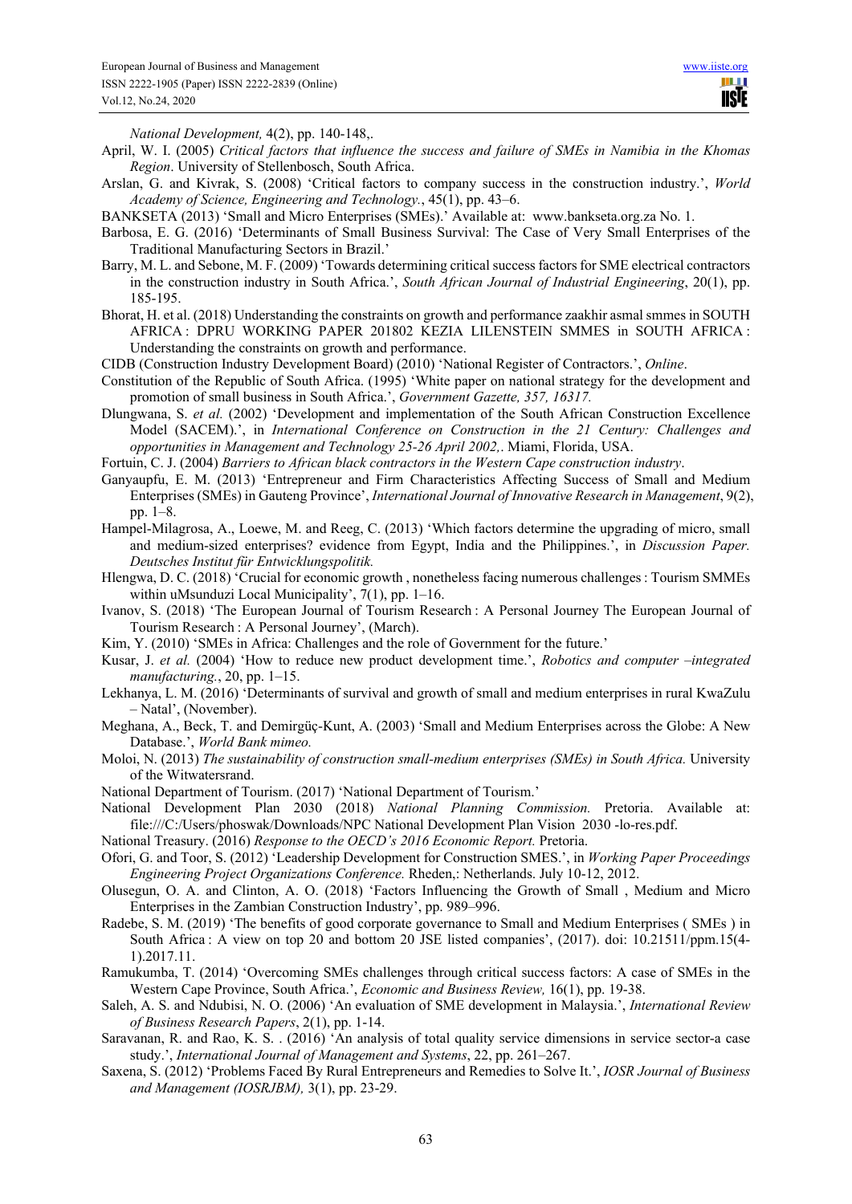*National Development,* 4(2), pp. 140-148,.

April, W. I. (2005) *Critical factors that influence the success and failure of SMEs in Namibia in the Khomas Region*. University of Stellenbosch, South Africa.

Arslan, G. and Kivrak, S. (2008) 'Critical factors to company success in the construction industry.', *World Academy of Science, Engineering and Technology.*, 45(1), pp. 43–6.

BANKSETA (2013) 'Small and Micro Enterprises (SMEs).' Available at: www.bankseta.org.za No. 1.

Barbosa, E. G. (2016) 'Determinants of Small Business Survival: The Case of Very Small Enterprises of the Traditional Manufacturing Sectors in Brazil.'

Barry, M. L. and Sebone, M. F. (2009) 'Towards determining critical success factors for SME electrical contractors in the construction industry in South Africa.', *South African Journal of Industrial Engineering*, 20(1), pp. 185-195.

Bhorat, H. et al. (2018) Understanding the constraints on growth and performance zaakhir asmal smmes in SOUTH AFRICA : DPRU WORKING PAPER 201802 KEZIA LILENSTEIN SMMES in SOUTH AFRICA : Understanding the constraints on growth and performance.

CIDB (Construction Industry Development Board) (2010) 'National Register of Contractors.', *Online*.

Constitution of the Republic of South Africa. (1995) 'White paper on national strategy for the development and promotion of small business in South Africa.', *Government Gazette, 357, 16317.*

Dlungwana, S. *et al.* (2002) 'Development and implementation of the South African Construction Excellence Model (SACEM).', in *International Conference on Construction in the 21 Century: Challenges and opportunities in Management and Technology 25-26 April 2002,.* Miami, Florida, USA.

Fortuin, C. J. (2004) *Barriers to African black contractors in the Western Cape construction industry*.

Ganyaupfu, E. M. (2013) 'Entrepreneur and Firm Characteristics Affecting Success of Small and Medium Enterprises (SMEs) in Gauteng Province', *International Journal of Innovative Research in Management*, 9(2), pp. 1–8.

Hampel-Milagrosa, A., Loewe, M. and Reeg, C. (2013) 'Which factors determine the upgrading of micro, small and medium-sized enterprises? evidence from Egypt, India and the Philippines.', in *Discussion Paper. Deutsches Institut für Entwicklungspolitik.*

Hlengwa, D. C. (2018) 'Crucial for economic growth , nonetheless facing numerous challenges : Tourism SMMEs within uMsunduzi Local Municipality', 7(1), pp. 1–16.

Ivanov, S. (2018) 'The European Journal of Tourism Research : A Personal Journey The European Journal of Tourism Research : A Personal Journey', (March).

Kim, Y. (2010) 'SMEs in Africa: Challenges and the role of Government for the future.'

Kusar, J. *et al.* (2004) 'How to reduce new product development time.', *Robotics and computer –integrated manufacturing.*, 20, pp. 1–15.

Lekhanya, L. M. (2016) 'Determinants of survival and growth of small and medium enterprises in rural KwaZulu – Natal', (November).

Meghana, A., Beck, T. and Demirgüç-Kunt, A. (2003) 'Small and Medium Enterprises across the Globe: A New Database.', *World Bank mimeo.*

Moloi, N. (2013) *The sustainability of construction small-medium enterprises (SMEs) in South Africa.* University of the Witwatersrand.

National Department of Tourism. (2017) 'National Department of Tourism.'

National Development Plan 2030 (2018) *National Planning Commission.* Pretoria. Available at: file:///C:/Users/phoswak/Downloads/NPC National Development Plan Vision 2030 -lo-res.pdf.

National Treasury. (2016) *Response to the OECD's 2016 Economic Report.* Pretoria.

Ofori, G. and Toor, S. (2012) 'Leadership Development for Construction SMES.', in *Working Paper Proceedings Engineering Project Organizations Conference.* Rheden,: Netherlands. July 10-12, 2012.

Olusegun, O. A. and Clinton, A. O. (2018) 'Factors Influencing the Growth of Small , Medium and Micro Enterprises in the Zambian Construction Industry', pp. 989–996.

Radebe, S. M. (2019) 'The benefits of good corporate governance to Small and Medium Enterprises ( SMEs ) in South Africa : A view on top 20 and bottom 20 JSE listed companies', (2017). doi: 10.21511/ppm.15(4-1).2017.11.

Ramukumba, T. (2014) 'Overcoming SMEs challenges through critical success factors: A case of SMEs in the Western Cape Province, South Africa.', *Economic and Business Review,* 16(1), pp. 19-38.

Saleh, A. S. and Ndubisi, N. O. (2006) 'An evaluation of SME development in Malaysia.', *International Review of Business Research Papers*, 2(1), pp. 1-14.

Saravanan, R. and Rao, K. S. . (2016) 'An analysis of total quality service dimensions in service sector-a case study.', *International Journal of Management and Systems*, 22, pp. 261–267.

Saxena, S. (2012) 'Problems Faced By Rural Entrepreneurs and Remedies to Solve It.', *IOSR Journal of Business and Management (IOSRJBM),* 3(1), pp. 23-29.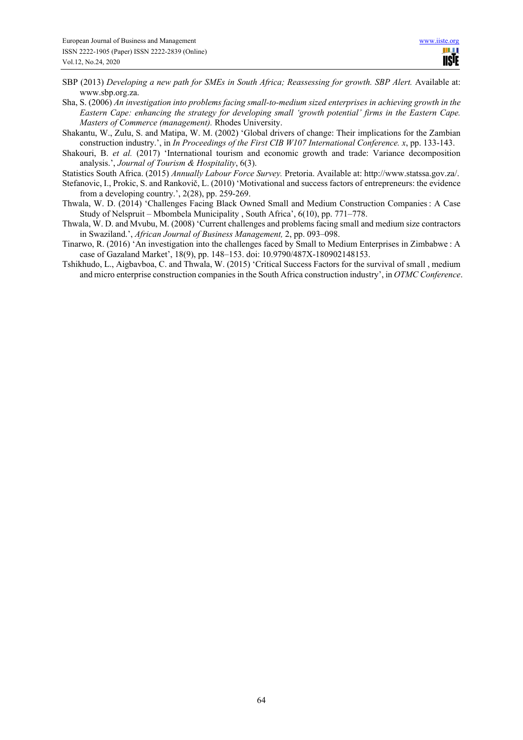SBP (2013) *Developing a new path for SMEs in South Africa; Reassessing for growth. SBP Alert.* Available at: www.sbp.org.za.

Sha, S. (2006) *An investigation into problems facing small-to-medium sized enterprises in achieving growth in the Eastern Cape: enhancing the strategy for developing small 'growth potential' firms in the Eastern Cape. Masters of Commerce (management).* Rhodes University.

Shakantu, W., Zulu, S. and Matipa, W. M. (2002) 'Global drivers of change: Their implications for the Zambian construction industry.', in *In Proceedings of the First CIB W107 International Conference. x*, pp. 133-143.

Shakouri, B. *et al.* (2017) 'International tourism and economic growth and trade: Variance decomposition analysis.', *Journal of Tourism & Hospitality*, 6(3).

Statistics South Africa. (2015) *Annually Labour Force Survey.* Pretoria. Available at: http://www.statssa.gov.za/.

Stefanovic, I., Prokic, S. and Rankovič, L. (2010) 'Motivational and success factors of entrepreneurs: the evidence from a developing country.', 2(28), pp. 259-269.

Thwala, W. D. (2014) 'Challenges Facing Black Owned Small and Medium Construction Companies : A Case Study of Nelspruit – Mbombela Municipality , South Africa', 6(10), pp. 771–778.

Thwala, W. D. and Mvubu, M. (2008) 'Current challenges and problems facing small and medium size contractors in Swaziland.', *African Journal of Business Management,* 2, pp. 093–098.

Tinarwo, R. (2016) 'An investigation into the challenges faced by Small to Medium Enterprises in Zimbabwe : A case of Gazaland Market', 18(9), pp. 148–153. doi: 10.9790/487X-180902148153.

Tshikhudo, L., Aigbavboa, C. and Thwala, W. (2015) 'Critical Success Factors for the survival of small , medium and micro enterprise construction companies in the South Africa construction industry', in *OTMC Conference*.